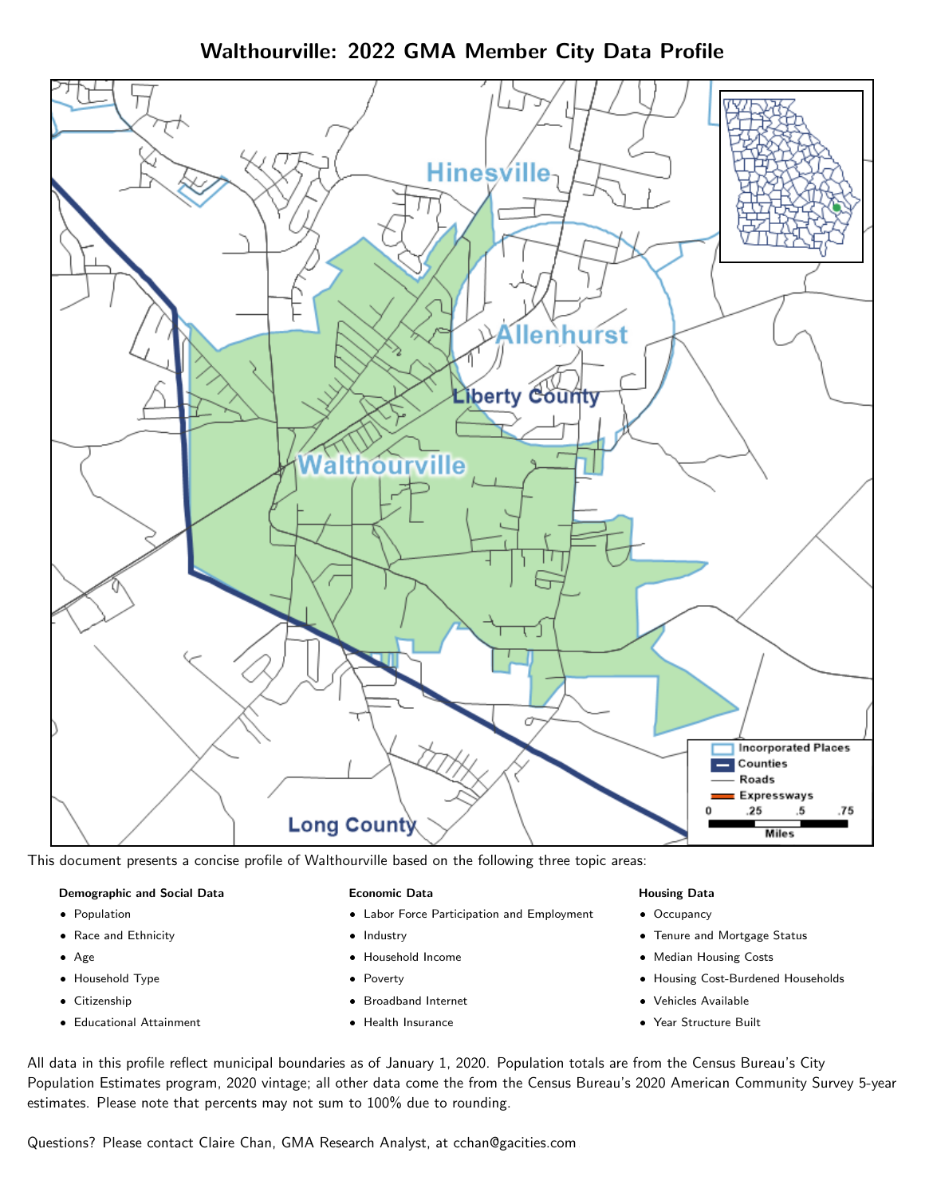# Walthourville: 2022 GMA Member City Data Profile

This document presents a concise profile of Walthourville based on the following three topic areas:

**Demographic and Social Data**

- Population
- Race and Ethnicity
- Age
- Household Type
- Citizenship
- Educational Attainment

**Economic Data**

- Labor Force Participation and Employment
- Industry
- Household Income
- Poverty
- Broadband Internet
- Health Insurance

**Housing Data**

- Occupancy
- Tenure and Mortgage Status
- Median Housing Costs
- Housing Cost-Burdened Households
- Vehicles Available
- Year Structure Built

All data in this profile reflect municipal boundaries as of January 1, 2020. Population totals are from the Census Bureau's City Population Estimates program, 2020 vintage; all other data come the from the Census Bureau's 2020 American Community Survey 5-year estimates. Please note that percents may not sum to 100% due to rounding.

Questions? Please contact Claire Chan, GMA Research Analyst, at cchan@gacities.com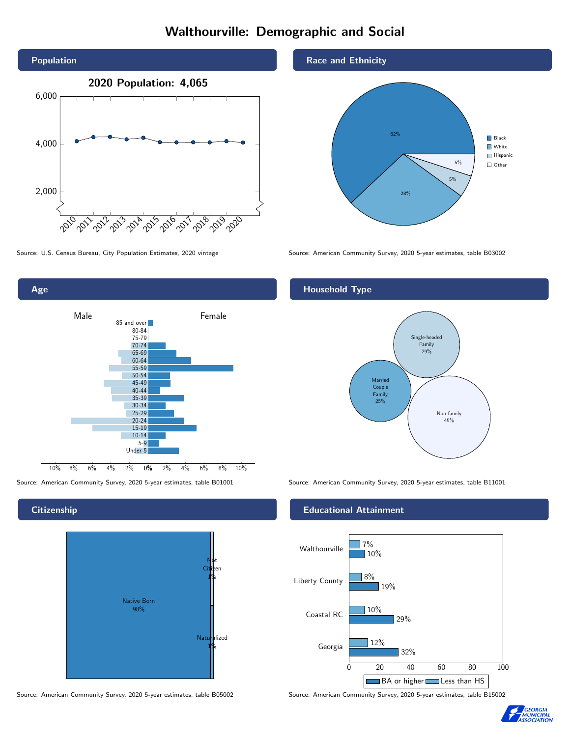# Walthourville: Demographic and Social

## Population

2020 Population: 4,065

Source: U.S. Census Bureau, City Population Estimates, 2020 vintage

## Race and Ethnicity

| Race/Ethnicity | Percent |
|---|---|
| Black | 62% |
| White | 28% |
| Hispanic | 5% |
| Other | 5% |

Source: American Community Survey, 2020 5-year estimates, table B03002

## Age

Source: American Community Survey, 2020 5-year estimates, table B01001

## Household Type

| Household Type | Percent |
|---|---|
| Single-headed Family | 29% |
| Married Couple Family | 25% |
| Non-family | 45% |

Source: American Community Survey, 2020 5-year estimates, table B11001

## Citizenship

| Citizenship | Percent |
|---|---|
| Native Born | 98% |
| Not Citizen | 1% |
| Naturalized | 1% |

Source: American Community Survey, 2020 5-year estimates, table B05002

## Educational Attainment

| | Less than HS | BA or higher |
|---|---|---|
| Walthourville | 7% | 10% |
| Liberty County | 8% | 19% |
| Coastal RC | 10% | 29% |
| Georgia | 12% | 32% |

Source: American Community Survey, 2020 5-year estimates, table B15002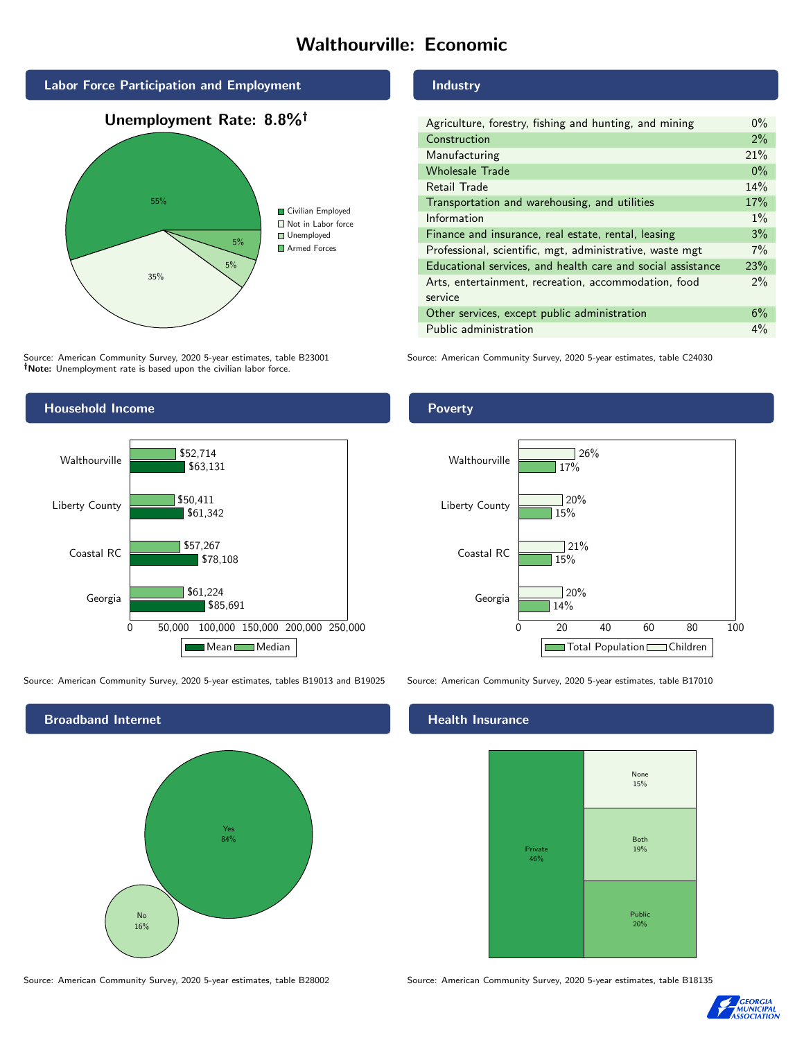# Walthourville: Economic

## Labor Force Participation and Employment

**Unemployment Rate: 8.8%†**

| Category | Percent |
|---|---|
| Civilian Employed | 55% |
| Not in Labor force | 35% |
| Unemployed | 5% |
| Armed Forces | 5% |

Source: American Community Survey, 2020 5-year estimates, table B23001
**†Note:** Unemployment rate is based upon the civilian labor force.

## Industry

| Industry | Percent |
|---|---|
| Agriculture, forestry, fishing and hunting, and mining | 0% |
| Construction | 2% |
| Manufacturing | 21% |
| Wholesale Trade | 0% |
| Retail Trade | 14% |
| Transportation and warehousing, and utilities | 17% |
| Information | 1% |
| Finance and insurance, real estate, rental, leasing | 3% |
| Professional, scientific, mgt, administrative, waste mgt | 7% |
| Educational services, and health care and social assistance | 23% |
| Arts, entertainment, recreation, accommodation, food service | 2% |
| Other services, except public administration | 6% |
| Public administration | 4% |

Source: American Community Survey, 2020 5-year estimates, table C24030

## Household Income

| | Median | Mean |
|---|---|---|
| Walthourville | $52,714 | $63,131 |
| Liberty County | $50,411 | $61,342 |
| Coastal RC | $57,267 | $78,108 |
| Georgia | $61,224 | $85,691 |

Source: American Community Survey, 2020 5-year estimates, tables B19013 and B19025

## Poverty

| | Children | Total Population |
|---|---|---|
| Walthourville | 26% | 17% |
| Liberty County | 20% | 15% |
| Coastal RC | 21% | 15% |
| Georgia | 20% | 14% |

Source: American Community Survey, 2020 5-year estimates, table B17010

## Broadband Internet

| | Percent |
|---|---|
| Yes | 84% |
| No | 16% |

Source: American Community Survey, 2020 5-year estimates, table B28002

## Health Insurance

| | Percent |
|---|---|
| Private | 46% |
| Public | 20% |
| Both | 19% |
| None | 15% |

Source: American Community Survey, 2020 5-year estimates, table B18135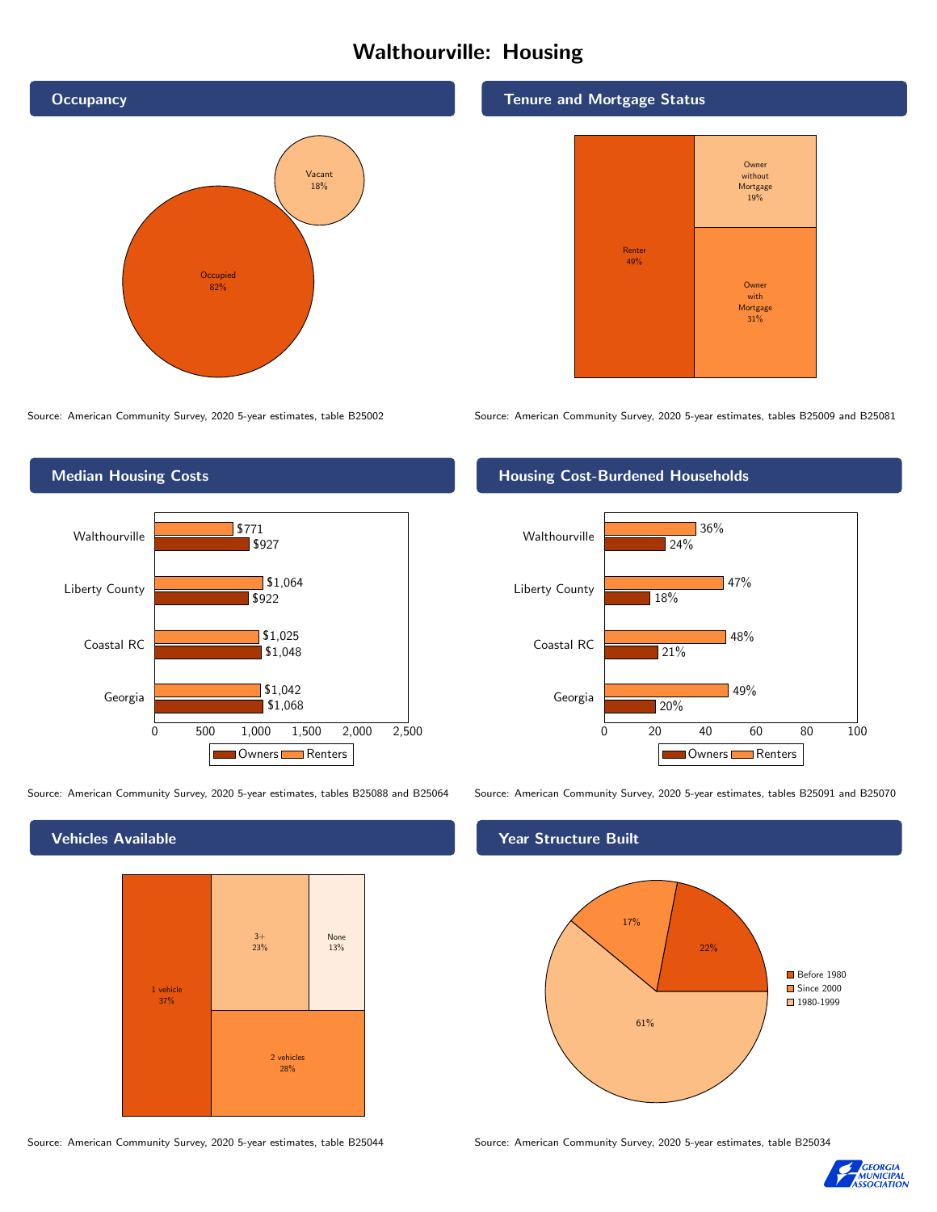# Walthourville: Housing

## Occupancy

Vacant
18%

Occupied
82%

Source: American Community Survey, 2020 5-year estimates, table B25002

## Tenure and Mortgage Status

Renter
49%

Owner without Mortgage
19%

Owner with Mortgage
31%

Source: American Community Survey, 2020 5-year estimates, tables B25009 and B25081

## Median Housing Costs

Walthourville
$771
$927

Liberty County
$1,064
$922

Coastal RC
$1,025
$1,048

Georgia
$1,042
$1,068

0 500 1,000 1,500 2,000 2,500

Owners Renters

Source: American Community Survey, 2020 5-year estimates, tables B25088 and B25064

## Housing Cost-Burdened Households

Walthourville
36%
24%

Liberty County
47%
18%

Coastal RC
48%
21%

Georgia
49%
20%

0 20 40 60 80 100

Owners Renters

Source: American Community Survey, 2020 5-year estimates, tables B25091 and B25070

## Vehicles Available

1 vehicle
37%

3+
23%

None
13%

2 vehicles
28%

Source: American Community Survey, 2020 5-year estimates, table B25044

## Year Structure Built

17%

22%

61%

Before 1980
Since 2000
1980-1999

Source: American Community Survey, 2020 5-year estimates, table B25034